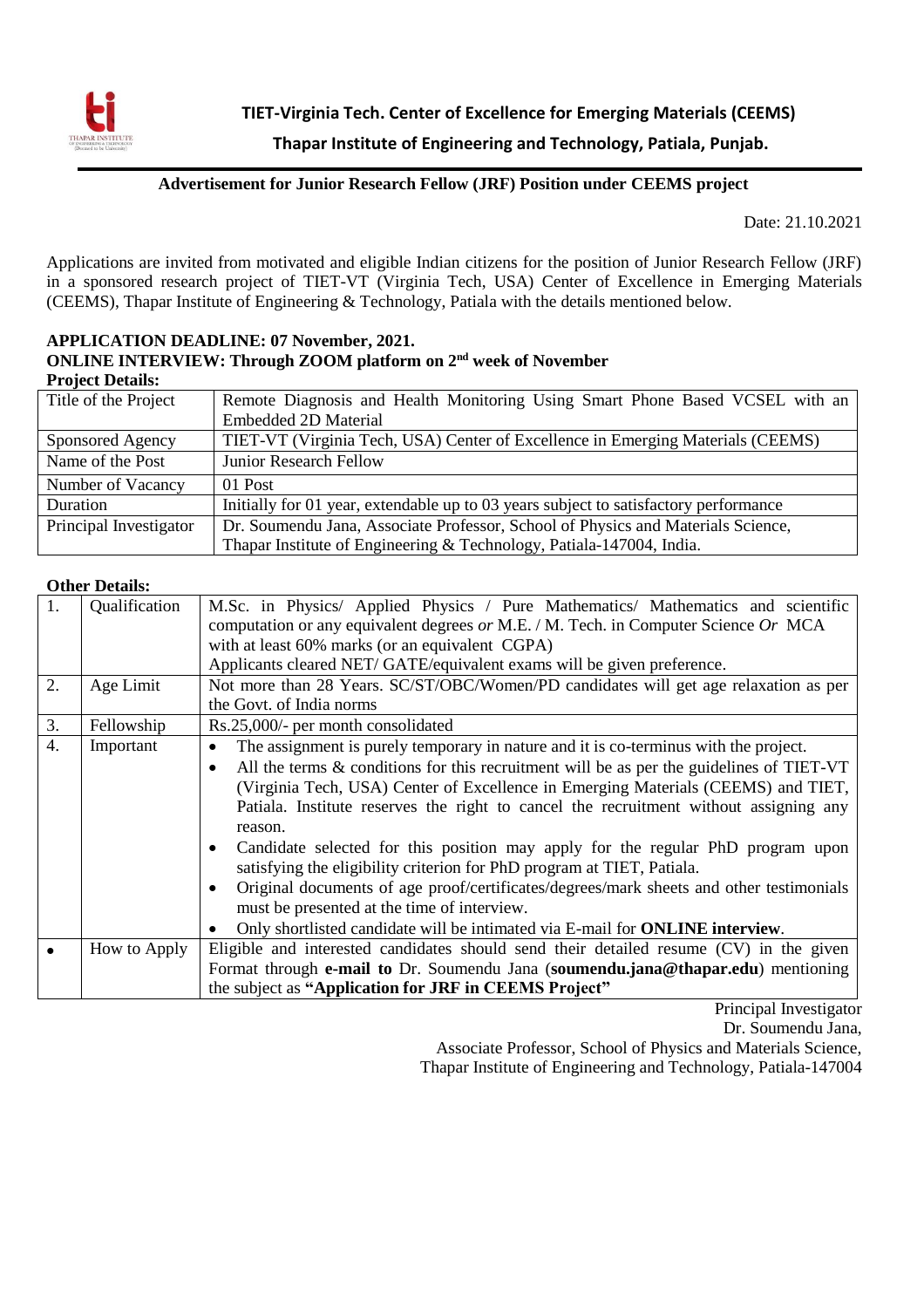# TIET-Virginia Tech. Center of Excellence for Emerging Materials (CEEMS)

## Thapar Institute of Engineering and Technology, Patiala, Punjab.

### Advertisement for Junior Research Fellow (JRF) Position under CEEMS project

Date: 21.10.2021

Applications are invited from motivated and eligible Indian citizens for the position of Junior Research Fellow (JRF) in a sponsored research project of TIET-VT (Virginia Tech, USA) Center of Excellence in Emerging Materials (CEEMS), Thapar Institute of Engineering & Technology, Patiala with the details mentioned below.

**APPLICATION DEADLINE: 07 November, 2021.**

**ONLINE INTERVIEW: Through ZOOM platform on 2nd week of November**

**Project Details:**

| | |
|---|---|
| Title of the Project | Remote Diagnosis and Health Monitoring Using Smart Phone Based VCSEL with an Embedded 2D Material |
| Sponsored Agency | TIET-VT (Virginia Tech, USA) Center of Excellence in Emerging Materials (CEEMS) |
| Name of the Post | Junior Research Fellow |
| Number of Vacancy | 01 Post |
| Duration | Initially for 01 year, extendable up to 03 years subject to satisfactory performance |
| Principal Investigator | Dr. Soumendu Jana, Associate Professor, School of Physics and Materials Science, Thapar Institute of Engineering & Technology, Patiala-147004, India. |

**Other Details:**

| | | |
|---|---|---|
| 1. | Qualification | M.Sc. in Physics/ Applied Physics / Pure Mathematics/ Mathematics and scientific computation or any equivalent degrees *or* M.E. / M. Tech. in Computer Science *Or* MCA with at least 60% marks (or an equivalent CGPA)<br>Applicants cleared NET/ GATE/equivalent exams will be given preference. |
| 2. | Age Limit | Not more than 28 Years. SC/ST/OBC/Women/PD candidates will get age relaxation as per the Govt. of India norms |
| 3. | Fellowship | Rs.25,000/- per month consolidated |
| 4. | Important | • The assignment is purely temporary in nature and it is co-terminus with the project.<br>• All the terms & conditions for this recruitment will be as per the guidelines of TIET-VT (Virginia Tech, USA) Center of Excellence in Emerging Materials (CEEMS) and TIET, Patiala. Institute reserves the right to cancel the recruitment without assigning any reason.<br>• Candidate selected for this position may apply for the regular PhD program upon satisfying the eligibility criterion for PhD program at TIET, Patiala.<br>• Original documents of age proof/certificates/degrees/mark sheets and other testimonials must be presented at the time of interview.<br>• Only shortlisted candidate will be intimated via E-mail for **ONLINE interview**. |
| • | How to Apply | Eligible and interested candidates should send their detailed resume (CV) in the given Format through **e-mail to** Dr. Soumendu Jana (**soumendu.jana@thapar.edu**) mentioning the subject as **"Application for JRF in CEEMS Project"** |

Principal Investigator
Dr. Soumendu Jana,
Associate Professor, School of Physics and Materials Science,
Thapar Institute of Engineering and Technology, Patiala-147004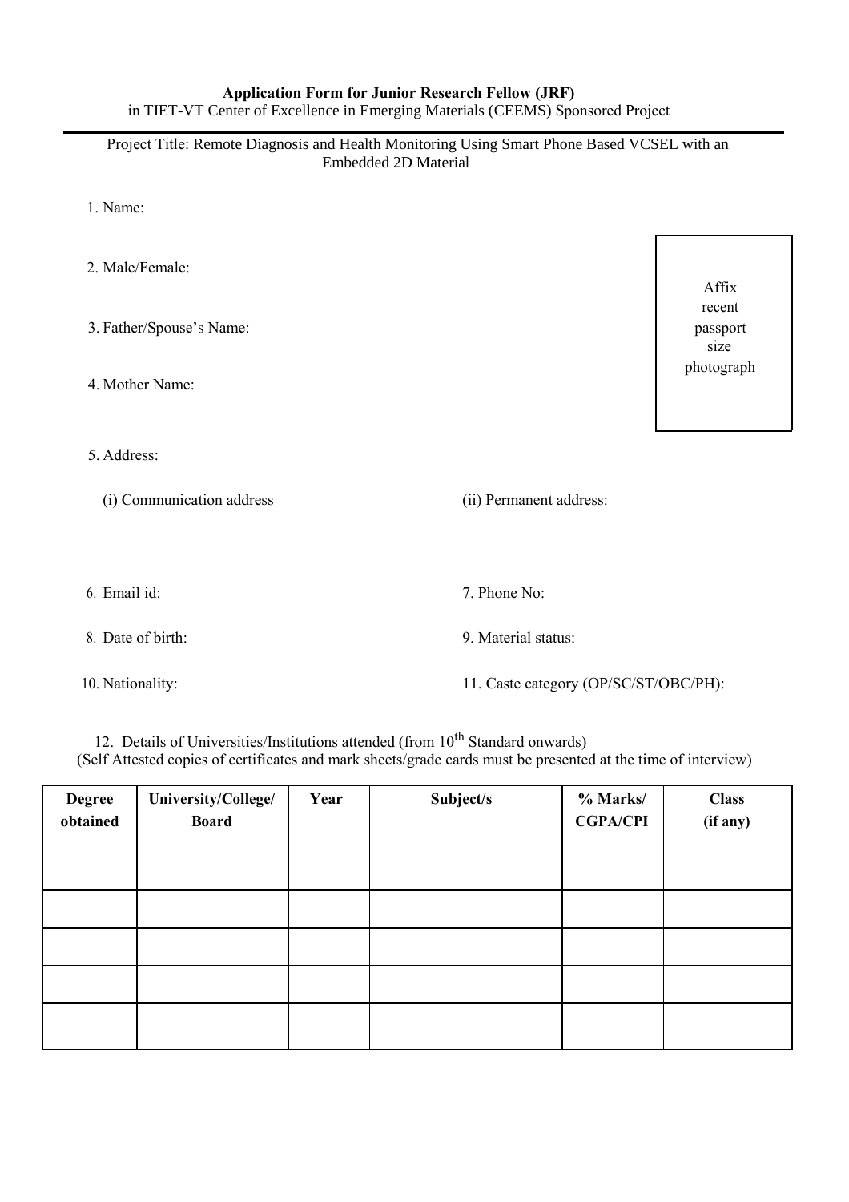**Application Form for Junior Research Fellow (JRF)**
in TIET-VT Center of Excellence in Emerging Materials (CEEMS) Sponsored Project

---

Project Title: Remote Diagnosis and Health Monitoring Using Smart Phone Based VCSEL with an Embedded 2D Material

1. Name:

2. Male/Female:

3. Father/Spouse's Name:

4. Mother Name:

Affix recent passport size photograph

5. Address:

   (i) Communication address

   (ii) Permanent address:

6. Email id:

7. Phone No:

8. Date of birth:

9. Material status:

10. Nationality:

11. Caste category (OP/SC/ST/OBC/PH):

12. Details of Universities/Institutions attended (from 10th Standard onwards)
(Self Attested copies of certificates and mark sheets/grade cards must be presented at the time of interview)

| **Degree obtained** | **University/College/ Board** | **Year** | **Subject/s** | **% Marks/ CGPA/CPI** | **Class (if any)** |
|---|---|---|---|---|---|
| | | | | | |
| | | | | | |
| | | | | | |
| | | | | | |
| | | | | | |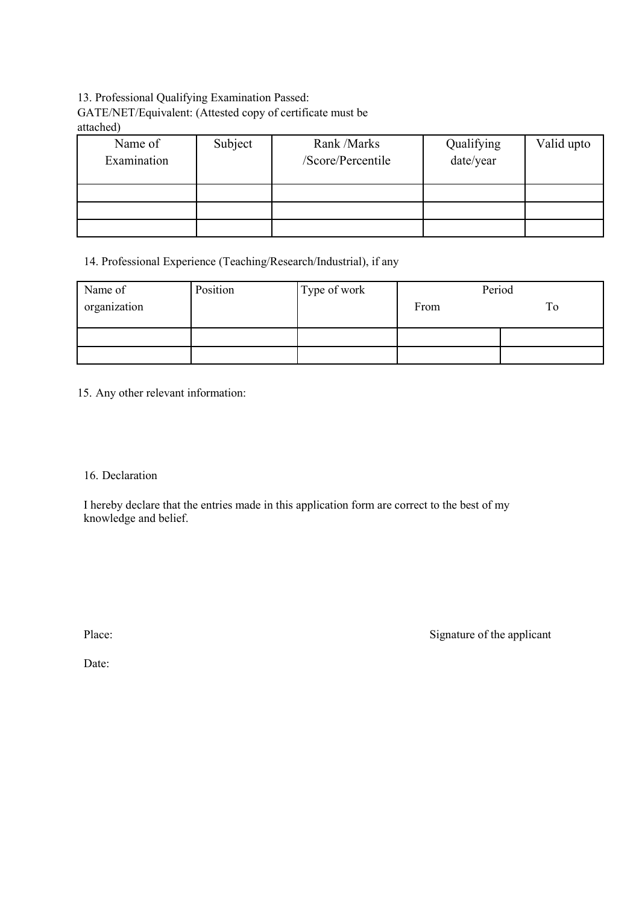13. Professional Qualifying Examination Passed:
GATE/NET/Equivalent: (Attested copy of certificate must be attached)

| Name of Examination | Subject | Rank /Marks /Score/Percentile | Qualifying date/year | Valid upto |
|---|---|---|---|---|
| | | | | |
| | | | | |
| | | | | |

14. Professional Experience (Teaching/Research/Industrial), if any

| Name of organization | Position | Type of work | Period | |
|---|---|---|---|---|
| | | | From | To |
| | | | | |
| | | | | |

15. Any other relevant information:

16. Declaration

I hereby declare that the entries made in this application form are correct to the best of my knowledge and belief.

Place: Signature of the applicant

Date: